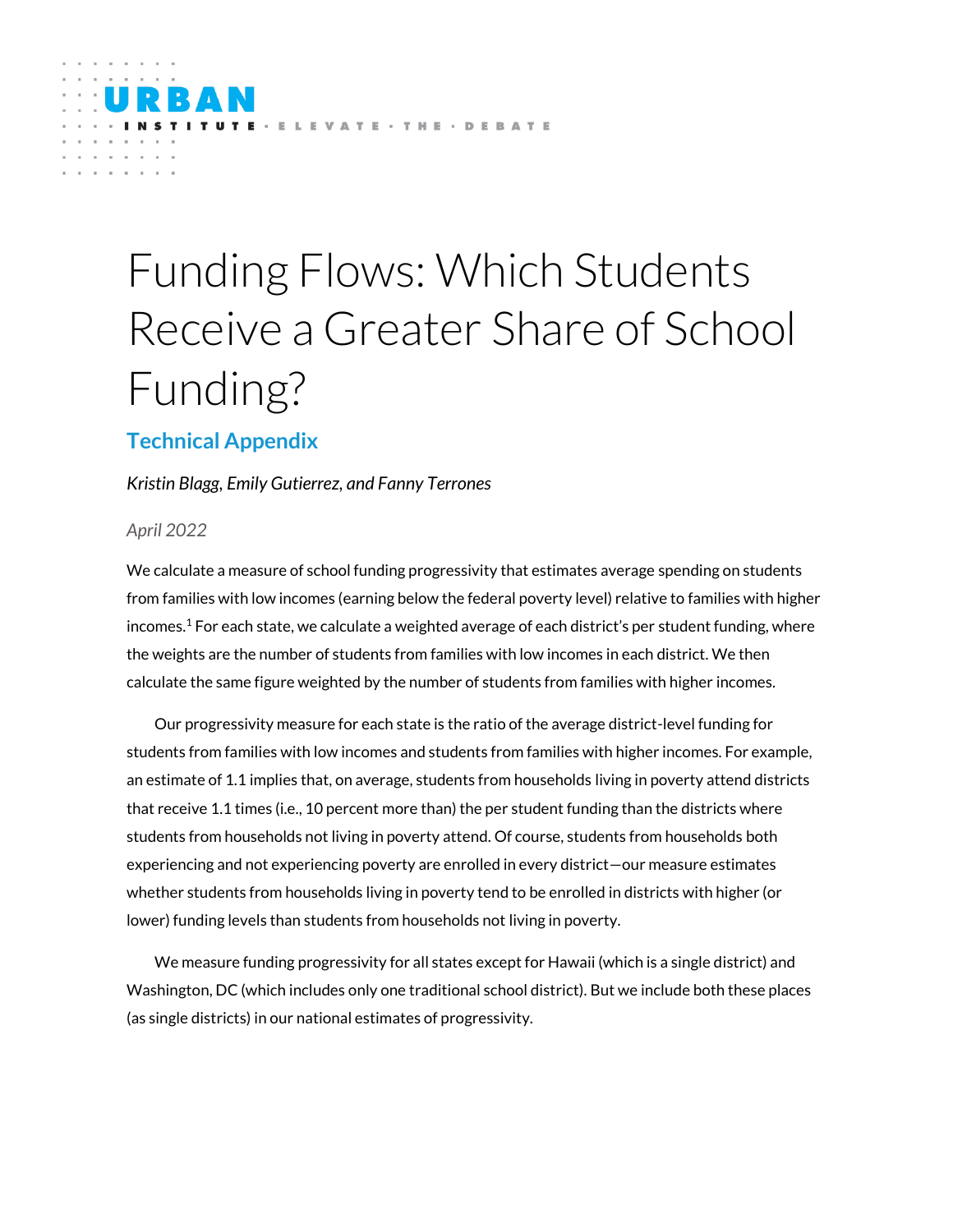URBAN INSTITUTE · ELEVATE · THE · DEBATE

# Funding Flows: Which Students Receive a Greater Share of School Funding?

## Technical Appendix

*Kristin Blagg, Emily Gutierrez, and Fanny Terrones*

*April 2022*

We calculate a measure of school funding progressivity that estimates average spending on students from families with low incomes (earning below the federal poverty level) relative to families with higher incomes.[1] For each state, we calculate a weighted average of each district's per student funding, where the weights are the number of students from families with low incomes in each district. We then calculate the same figure weighted by the number of students from families with higher incomes.

Our progressivity measure for each state is the ratio of the average district-level funding for students from families with low incomes and students from families with higher incomes. For example, an estimate of 1.1 implies that, on average, students from households living in poverty attend districts that receive 1.1 times (i.e., 10 percent more than) the per student funding than the districts where students from households not living in poverty attend. Of course, students from households both experiencing and not experiencing poverty are enrolled in every district—our measure estimates whether students from households living in poverty tend to be enrolled in districts with higher (or lower) funding levels than students from households not living in poverty.

We measure funding progressivity for all states except for Hawaii (which is a single district) and Washington, DC (which includes only one traditional school district). But we include both these places (as single districts) in our national estimates of progressivity.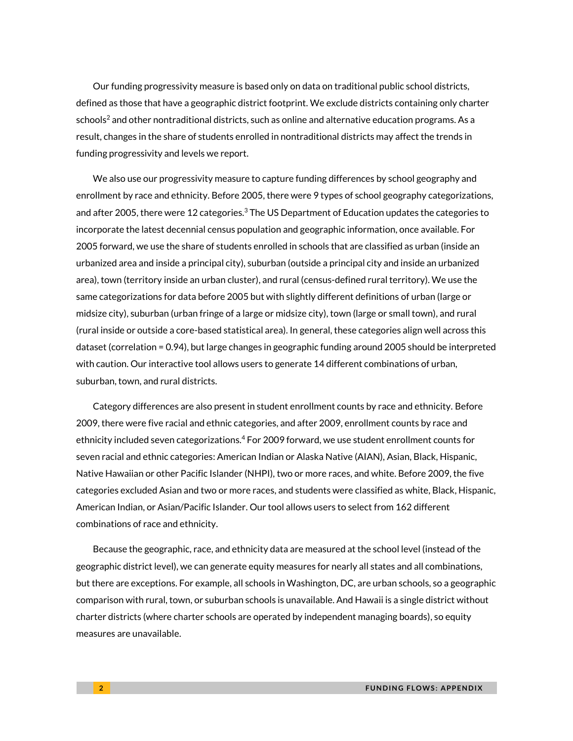Our funding progressivity measure is based only on data on traditional public school districts, defined as those that have a geographic district footprint. We exclude districts containing only charter schools[2] and other nontraditional districts, such as online and alternative education programs. As a result, changes in the share of students enrolled in nontraditional districts may affect the trends in funding progressivity and levels we report.

We also use our progressivity measure to capture funding differences by school geography and enrollment by race and ethnicity. Before 2005, there were 9 types of school geography categorizations, and after 2005, there were 12 categories.[3] The US Department of Education updates the categories to incorporate the latest decennial census population and geographic information, once available. For 2005 forward, we use the share of students enrolled in schools that are classified as urban (inside an urbanized area and inside a principal city), suburban (outside a principal city and inside an urbanized area), town (territory inside an urban cluster), and rural (census-defined rural territory). We use the same categorizations for data before 2005 but with slightly different definitions of urban (large or midsize city), suburban (urban fringe of a large or midsize city), town (large or small town), and rural (rural inside or outside a core-based statistical area). In general, these categories align well across this dataset (correlation = 0.94), but large changes in geographic funding around 2005 should be interpreted with caution. Our interactive tool allows users to generate 14 different combinations of urban, suburban, town, and rural districts.

Category differences are also present in student enrollment counts by race and ethnicity. Before 2009, there were five racial and ethnic categories, and after 2009, enrollment counts by race and ethnicity included seven categorizations.[4] For 2009 forward, we use student enrollment counts for seven racial and ethnic categories: American Indian or Alaska Native (AIAN), Asian, Black, Hispanic, Native Hawaiian or other Pacific Islander (NHPI), two or more races, and white. Before 2009, the five categories excluded Asian and two or more races, and students were classified as white, Black, Hispanic, American Indian, or Asian/Pacific Islander. Our tool allows users to select from 162 different combinations of race and ethnicity.

Because the geographic, race, and ethnicity data are measured at the school level (instead of the geographic district level), we can generate equity measures for nearly all states and all combinations, but there are exceptions. For example, all schools in Washington, DC, are urban schools, so a geographic comparison with rural, town, or suburban schools is unavailable. And Hawaii is a single district without charter districts (where charter schools are operated by independent managing boards), so equity measures are unavailable.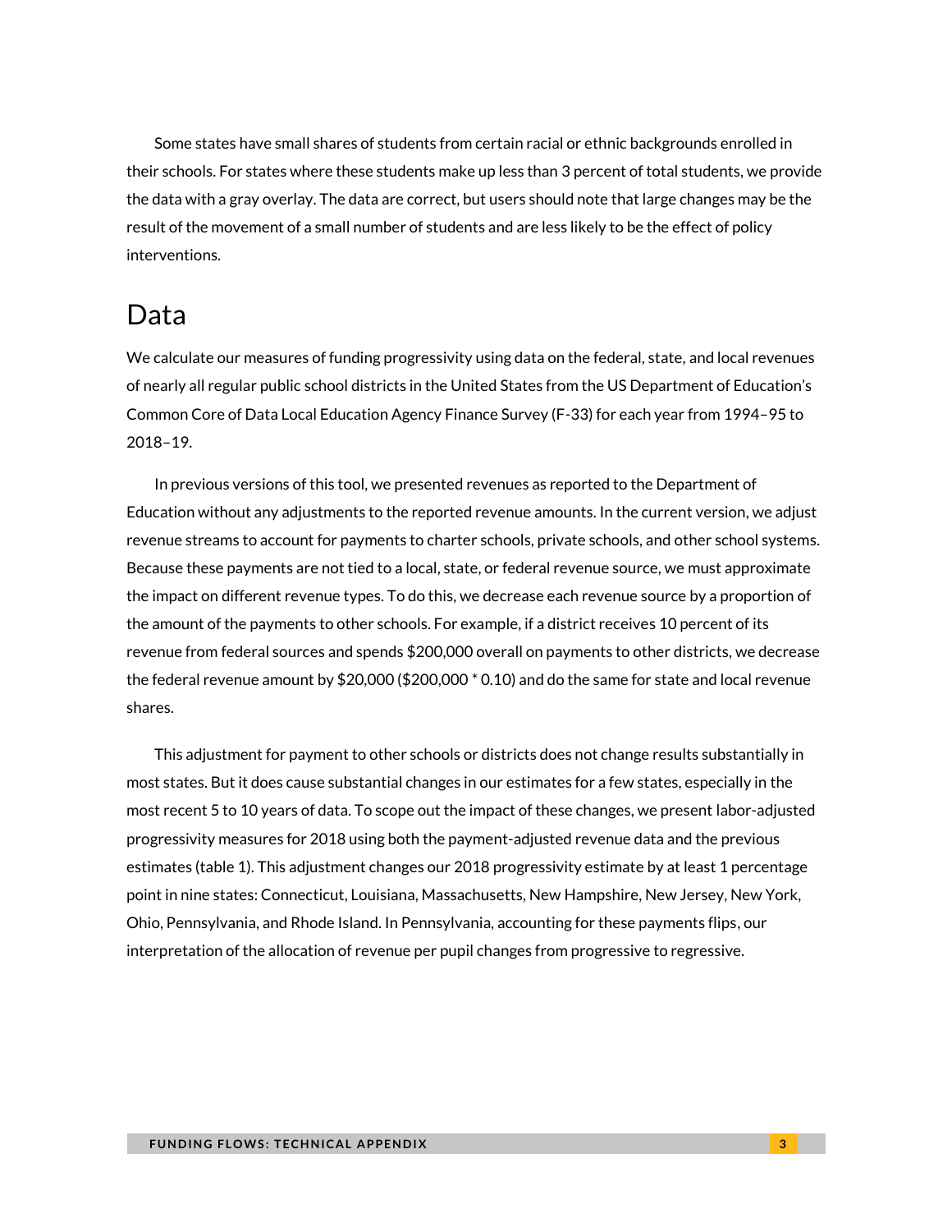Some states have small shares of students from certain racial or ethnic backgrounds enrolled in their schools. For states where these students make up less than 3 percent of total students, we provide the data with a gray overlay. The data are correct, but users should note that large changes may be the result of the movement of a small number of students and are less likely to be the effect of policy interventions.

## Data

We calculate our measures of funding progressivity using data on the federal, state, and local revenues of nearly all regular public school districts in the United States from the US Department of Education's Common Core of Data Local Education Agency Finance Survey (F-33) for each year from 1994–95 to 2018–19.

In previous versions of this tool, we presented revenues as reported to the Department of Education without any adjustments to the reported revenue amounts. In the current version, we adjust revenue streams to account for payments to charter schools, private schools, and other school systems. Because these payments are not tied to a local, state, or federal revenue source, we must approximate the impact on different revenue types. To do this, we decrease each revenue source by a proportion of the amount of the payments to other schools. For example, if a district receives 10 percent of its revenue from federal sources and spends $200,000 overall on payments to other districts, we decrease the federal revenue amount by $20,000 ($200,000 * 0.10) and do the same for state and local revenue shares.

This adjustment for payment to other schools or districts does not change results substantially in most states. But it does cause substantial changes in our estimates for a few states, especially in the most recent 5 to 10 years of data. To scope out the impact of these changes, we present labor-adjusted progressivity measures for 2018 using both the payment-adjusted revenue data and the previous estimates (table 1). This adjustment changes our 2018 progressivity estimate by at least 1 percentage point in nine states: Connecticut, Louisiana, Massachusetts, New Hampshire, New Jersey, New York, Ohio, Pennsylvania, and Rhode Island. In Pennsylvania, accounting for these payments flips, our interpretation of the allocation of revenue per pupil changes from progressive to regressive.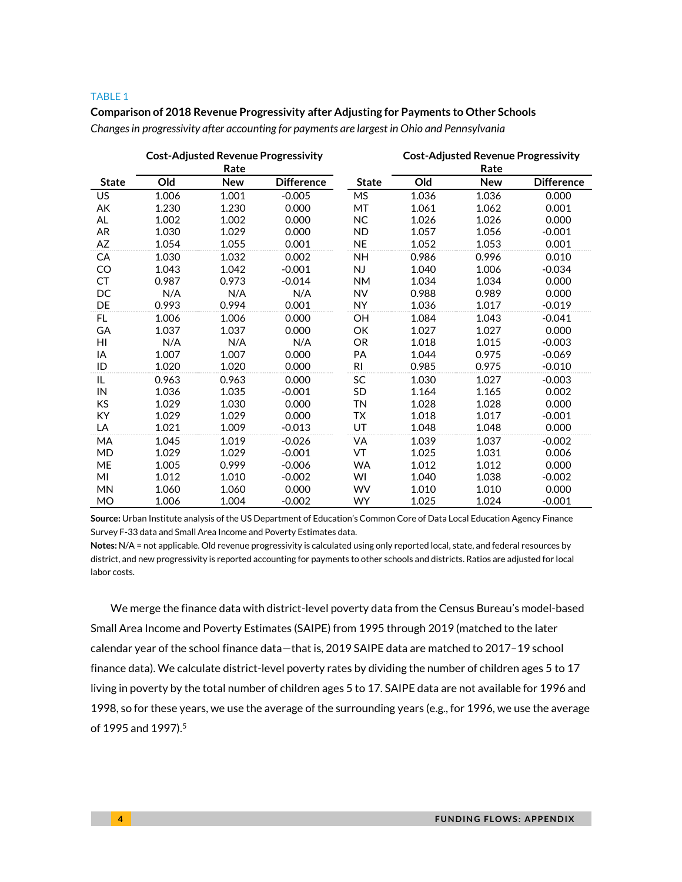TABLE 1

**Comparison of 2018 Revenue Progressivity after Adjusting for Payments to Other Schools**

*Changes in progressivity after accounting for payments are largest in Ohio and Pennsylvania*

| State | Cost-Adjusted Revenue Progressivity Rate | | | State | Cost-Adjusted Revenue Progressivity Rate | | |
|---|---|---|---|---|---|---|---|
| | Old | New | Difference | | Old | New | Difference |
| US | 1.006 | 1.001 | -0.005 | MS | 1.036 | 1.036 | 0.000 |
| AK | 1.230 | 1.230 | 0.000 | MT | 1.061 | 1.062 | 0.001 |
| AL | 1.002 | 1.002 | 0.000 | NC | 1.026 | 1.026 | 0.000 |
| AR | 1.030 | 1.029 | 0.000 | ND | 1.057 | 1.056 | -0.001 |
| AZ | 1.054 | 1.055 | 0.001 | NE | 1.052 | 1.053 | 0.001 |
| CA | 1.030 | 1.032 | 0.002 | NH | 0.986 | 0.996 | 0.010 |
| CO | 1.043 | 1.042 | -0.001 | NJ | 1.040 | 1.006 | -0.034 |
| CT | 0.987 | 0.973 | -0.014 | NM | 1.034 | 1.034 | 0.000 |
| DC | N/A | N/A | N/A | NV | 0.988 | 0.989 | 0.000 |
| DE | 0.993 | 0.994 | 0.001 | NY | 1.036 | 1.017 | -0.019 |
| FL | 1.006 | 1.006 | 0.000 | OH | 1.084 | 1.043 | -0.041 |
| GA | 1.037 | 1.037 | 0.000 | OK | 1.027 | 1.027 | 0.000 |
| HI | N/A | N/A | N/A | OR | 1.018 | 1.015 | -0.003 |
| IA | 1.007 | 1.007 | 0.000 | PA | 1.044 | 0.975 | -0.069 |
| ID | 1.020 | 1.020 | 0.000 | RI | 0.985 | 0.975 | -0.010 |
| IL | 0.963 | 0.963 | 0.000 | SC | 1.030 | 1.027 | -0.003 |
| IN | 1.036 | 1.035 | -0.001 | SD | 1.164 | 1.165 | 0.002 |
| KS | 1.029 | 1.030 | 0.000 | TN | 1.028 | 1.028 | 0.000 |
| KY | 1.029 | 1.029 | 0.000 | TX | 1.018 | 1.017 | -0.001 |
| LA | 1.021 | 1.009 | -0.013 | UT | 1.048 | 1.048 | 0.000 |
| MA | 1.045 | 1.019 | -0.026 | VA | 1.039 | 1.037 | -0.002 |
| MD | 1.029 | 1.029 | -0.001 | VT | 1.025 | 1.031 | 0.006 |
| ME | 1.005 | 0.999 | -0.006 | WA | 1.012 | 1.012 | 0.000 |
| MI | 1.012 | 1.010 | -0.002 | WI | 1.040 | 1.038 | -0.002 |
| MN | 1.060 | 1.060 | 0.000 | WV | 1.010 | 1.010 | 0.000 |
| MO | 1.006 | 1.004 | -0.002 | WY | 1.025 | 1.024 | -0.001 |

**Source:** Urban Institute analysis of the US Department of Education's Common Core of Data Local Education Agency Finance Survey F-33 data and Small Area Income and Poverty Estimates data.

**Notes:** N/A = not applicable. Old revenue progressivity is calculated using only reported local, state, and federal resources by district, and new progressivity is reported accounting for payments to other schools and districts. Ratios are adjusted for local labor costs.

We merge the finance data with district-level poverty data from the Census Bureau's model-based Small Area Income and Poverty Estimates (SAIPE) from 1995 through 2019 (matched to the later calendar year of the school finance data—that is, 2019 SAIPE data are matched to 2017–19 school finance data). We calculate district-level poverty rates by dividing the number of children ages 5 to 17 living in poverty by the total number of children ages 5 to 17. SAIPE data are not available for 1996 and 1998, so for these years, we use the average of the surrounding years (e.g., for 1996, we use the average of 1995 and 1997).[5]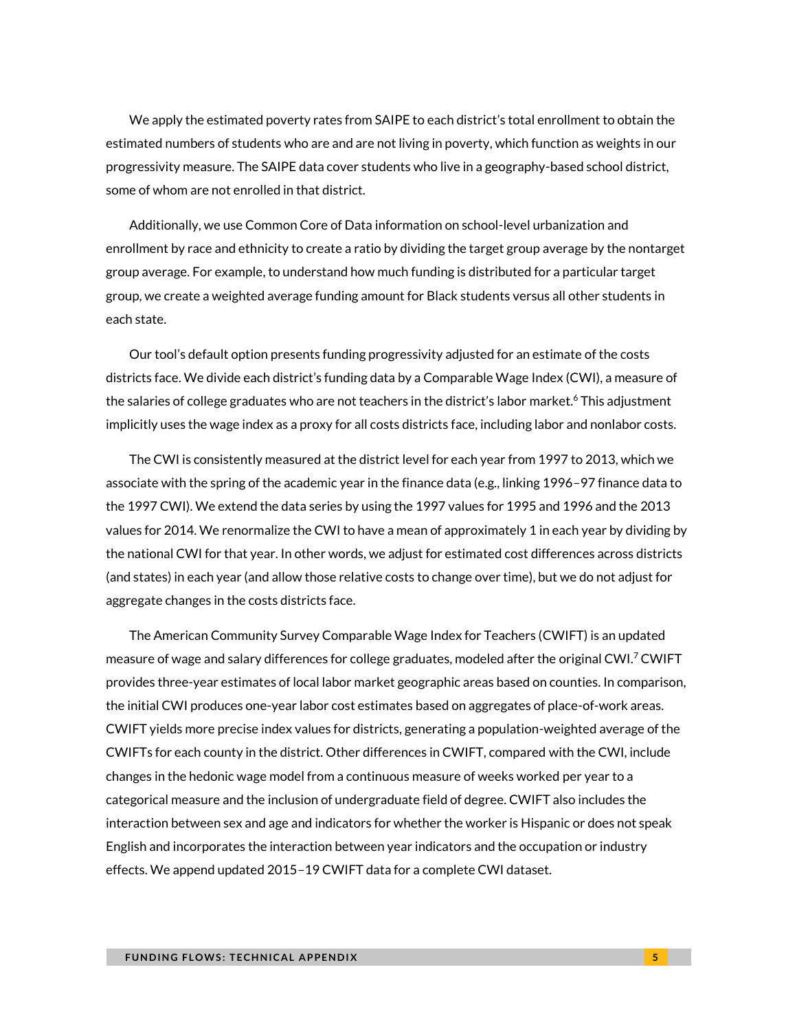We apply the estimated poverty rates from SAIPE to each district's total enrollment to obtain the estimated numbers of students who are and are not living in poverty, which function as weights in our progressivity measure. The SAIPE data cover students who live in a geography-based school district, some of whom are not enrolled in that district.

Additionally, we use Common Core of Data information on school-level urbanization and enrollment by race and ethnicity to create a ratio by dividing the target group average by the nontarget group average. For example, to understand how much funding is distributed for a particular target group, we create a weighted average funding amount for Black students versus all other students in each state.

Our tool's default option presents funding progressivity adjusted for an estimate of the costs districts face. We divide each district's funding data by a Comparable Wage Index (CWI), a measure of the salaries of college graduates who are not teachers in the district's labor market.[6] This adjustment implicitly uses the wage index as a proxy for all costs districts face, including labor and nonlabor costs.

The CWI is consistently measured at the district level for each year from 1997 to 2013, which we associate with the spring of the academic year in the finance data (e.g., linking 1996–97 finance data to the 1997 CWI). We extend the data series by using the 1997 values for 1995 and 1996 and the 2013 values for 2014. We renormalize the CWI to have a mean of approximately 1 in each year by dividing by the national CWI for that year. In other words, we adjust for estimated cost differences across districts (and states) in each year (and allow those relative costs to change over time), but we do not adjust for aggregate changes in the costs districts face.

The American Community Survey Comparable Wage Index for Teachers (CWIFT) is an updated measure of wage and salary differences for college graduates, modeled after the original CWI.[7] CWIFT provides three-year estimates of local labor market geographic areas based on counties. In comparison, the initial CWI produces one-year labor cost estimates based on aggregates of place-of-work areas. CWIFT yields more precise index values for districts, generating a population-weighted average of the CWIFTs for each county in the district. Other differences in CWIFT, compared with the CWI, include changes in the hedonic wage model from a continuous measure of weeks worked per year to a categorical measure and the inclusion of undergraduate field of degree. CWIFT also includes the interaction between sex and age and indicators for whether the worker is Hispanic or does not speak English and incorporates the interaction between year indicators and the occupation or industry effects. We append updated 2015–19 CWIFT data for a complete CWI dataset.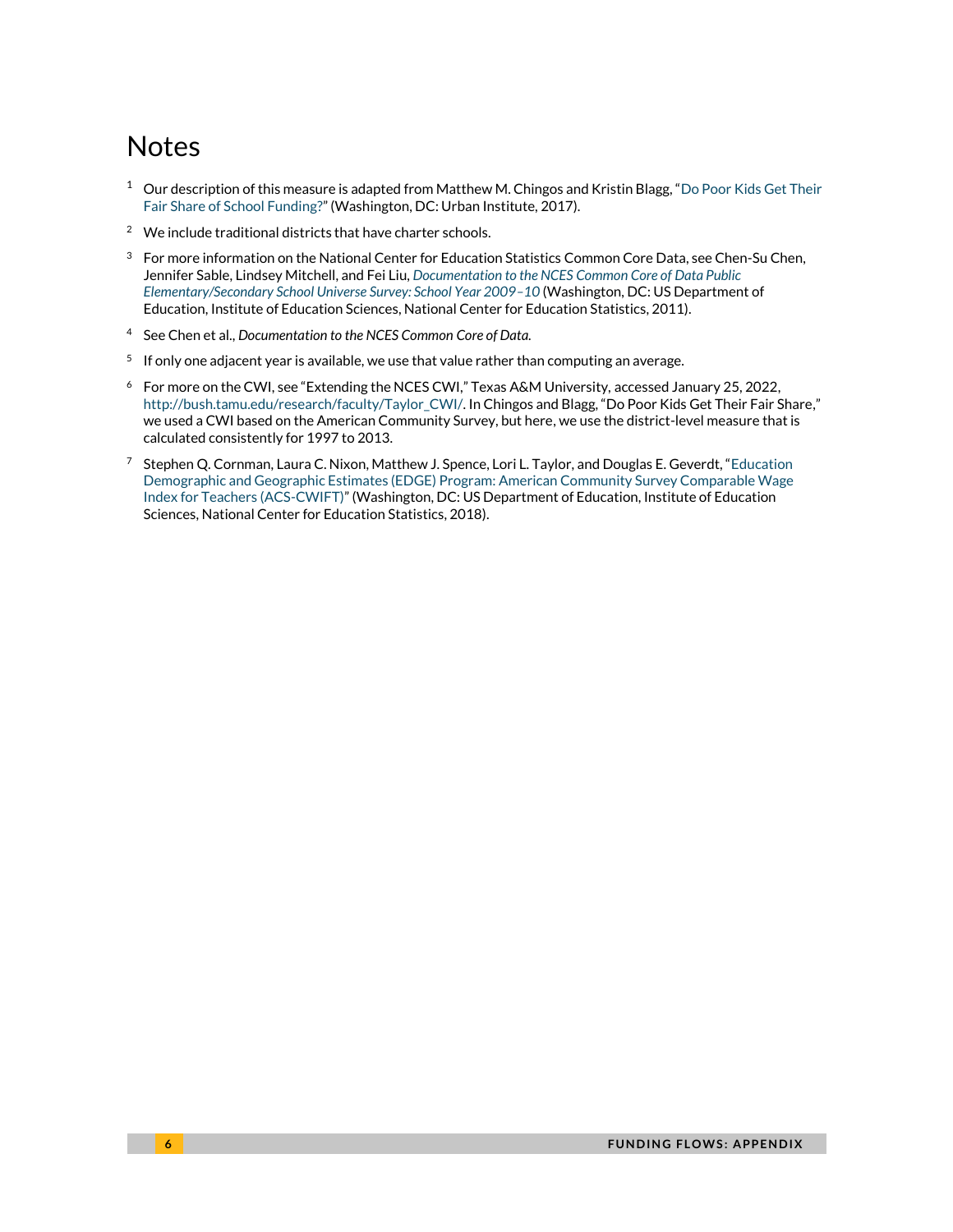# Notes

1. Our description of this measure is adapted from Matthew M. Chingos and Kristin Blagg, "Do Poor Kids Get Their Fair Share of School Funding?" (Washington, DC: Urban Institute, 2017).
2. We include traditional districts that have charter schools.
3. For more information on the National Center for Education Statistics Common Core Data, see Chen-Su Chen, Jennifer Sable, Lindsey Mitchell, and Fei Liu, *Documentation to the NCES Common Core of Data Public Elementary/Secondary School Universe Survey: School Year 2009–10* (Washington, DC: US Department of Education, Institute of Education Sciences, National Center for Education Statistics, 2011).
4. See Chen et al., *Documentation to the NCES Common Core of Data.*
5. If only one adjacent year is available, we use that value rather than computing an average.
6. For more on the CWI, see "Extending the NCES CWI," Texas A&M University, accessed January 25, 2022, http://bush.tamu.edu/research/faculty/Taylor_CWI/. In Chingos and Blagg, "Do Poor Kids Get Their Fair Share," we used a CWI based on the American Community Survey, but here, we use the district-level measure that is calculated consistently for 1997 to 2013.
7. Stephen Q. Cornman, Laura C. Nixon, Matthew J. Spence, Lori L. Taylor, and Douglas E. Geverdt, "Education Demographic and Geographic Estimates (EDGE) Program: American Community Survey Comparable Wage Index for Teachers (ACS-CWIFT)" (Washington, DC: US Department of Education, Institute of Education Sciences, National Center for Education Statistics, 2018).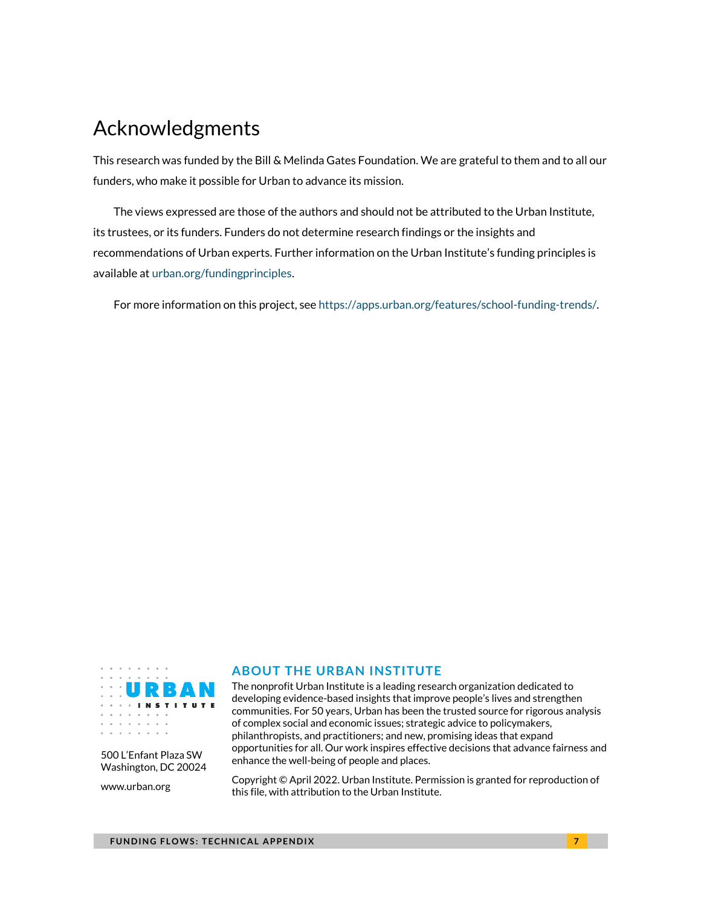# Acknowledgments

This research was funded by the Bill & Melinda Gates Foundation. We are grateful to them and to all our funders, who make it possible for Urban to advance its mission.

The views expressed are those of the authors and should not be attributed to the Urban Institute, its trustees, or its funders. Funders do not determine research findings or the insights and recommendations of Urban experts. Further information on the Urban Institute's funding principles is available at urban.org/fundingprinciples.

For more information on this project, see https://apps.urban.org/features/school-funding-trends/.

URBAN INSTITUTE

500 L'Enfant Plaza SW
Washington, DC 20024

www.urban.org

## ABOUT THE URBAN INSTITUTE

The nonprofit Urban Institute is a leading research organization dedicated to developing evidence-based insights that improve people's lives and strengthen communities. For 50 years, Urban has been the trusted source for rigorous analysis of complex social and economic issues; strategic advice to policymakers, philanthropists, and practitioners; and new, promising ideas that expand opportunities for all. Our work inspires effective decisions that advance fairness and enhance the well-being of people and places.

Copyright © April 2022. Urban Institute. Permission is granted for reproduction of this file, with attribution to the Urban Institute.